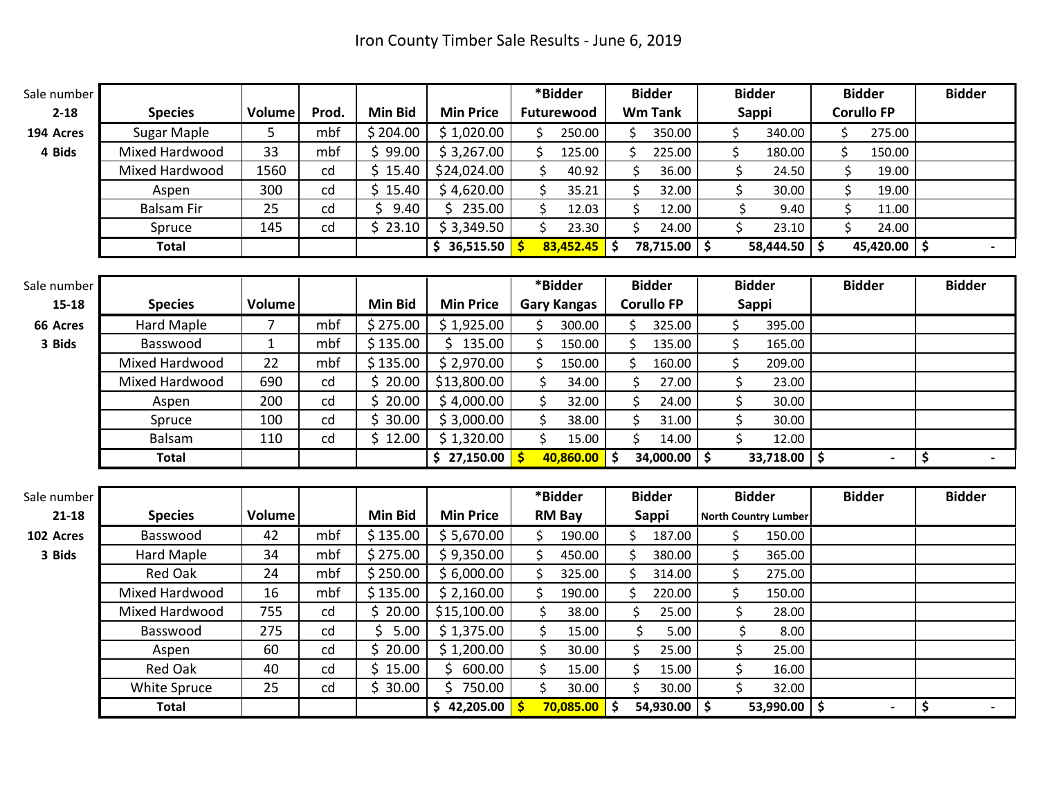# Iron County Timber Sale Results - June 6, 2019

**Sale number 2-18**
**194 Acres**
**4 Bids**

| Species | Volume | Prod. | Min Bid | Min Price | *Bidder Futurewood | Bidder Wm Tank | Bidder Sappi | Bidder Corullo FP | Bidder |
|---|---|---|---|---|---|---|---|---|---|
| Sugar Maple | 5 | mbf | $ 204.00 | $ 1,020.00 | $ 250.00 | $ 350.00 | $ 340.00 | $ 275.00 | |
| Mixed Hardwood | 33 | mbf | $ 99.00 | $ 3,267.00 | $ 125.00 | $ 225.00 | $ 180.00 | $ 150.00 | |
| Mixed Hardwood | 1560 | cd | $ 15.40 | $24,024.00 | $ 40.92 | $ 36.00 | $ 24.50 | $ 19.00 | |
| Aspen | 300 | cd | $ 15.40 | $ 4,620.00 | $ 35.21 | $ 32.00 | $ 30.00 | $ 19.00 | |
| Balsam Fir | 25 | cd | $ 9.40 | $ 235.00 | $ 12.03 | $ 12.00 | $ 9.40 | $ 11.00 | |
| Spruce | 145 | cd | $ 23.10 | $ 3,349.50 | $ 23.30 | $ 24.00 | $ 23.10 | $ 24.00 | |
| **Total** | | | | **$ 36,515.50** | **$ 83,452.45** | **$ 78,715.00** | **$ 58,444.50** | **$ 45,420.00** | **$ -** |

**Sale number 15-18**
**66 Acres**
**3 Bids**

| Species | Volume | | Min Bid | Min Price | *Bidder Gary Kangas | Bidder Corullo FP | Bidder Sappi | Bidder | Bidder |
|---|---|---|---|---|---|---|---|---|---|
| Hard Maple | 7 | mbf | $ 275.00 | $ 1,925.00 | $ 300.00 | $ 325.00 | $ 395.00 | | |
| Basswood | 1 | mbf | $ 135.00 | $ 135.00 | $ 150.00 | $ 135.00 | $ 165.00 | | |
| Mixed Hardwood | 22 | mbf | $ 135.00 | $ 2,970.00 | $ 150.00 | $ 160.00 | $ 209.00 | | |
| Mixed Hardwood | 690 | cd | $ 20.00 | $13,800.00 | $ 34.00 | $ 27.00 | $ 23.00 | | |
| Aspen | 200 | cd | $ 20.00 | $ 4,000.00 | $ 32.00 | $ 24.00 | $ 30.00 | | |
| Spruce | 100 | cd | $ 30.00 | $ 3,000.00 | $ 38.00 | $ 31.00 | $ 30.00 | | |
| Balsam | 110 | cd | $ 12.00 | $ 1,320.00 | $ 15.00 | $ 14.00 | $ 12.00 | | |
| **Total** | | | | **$ 27,150.00** | **$ 40,860.00** | **$ 34,000.00** | **$ 33,718.00** | **$ -** | **$ -** |

**Sale number 21-18**
**102 Acres**
**3 Bids**

| Species | Volume | | Min Bid | Min Price | *Bidder RM Bay | Bidder Sappi | Bidder North Country Lumber | Bidder | Bidder |
|---|---|---|---|---|---|---|---|---|---|
| Basswood | 42 | mbf | $ 135.00 | $ 5,670.00 | $ 190.00 | $ 187.00 | $ 150.00 | | |
| Hard Maple | 34 | mbf | $ 275.00 | $ 9,350.00 | $ 450.00 | $ 380.00 | $ 365.00 | | |
| Red Oak | 24 | mbf | $ 250.00 | $ 6,000.00 | $ 325.00 | $ 314.00 | $ 275.00 | | |
| Mixed Hardwood | 16 | mbf | $ 135.00 | $ 2,160.00 | $ 190.00 | $ 220.00 | $ 150.00 | | |
| Mixed Hardwood | 755 | cd | $ 20.00 | $15,100.00 | $ 38.00 | $ 25.00 | $ 28.00 | | |
| Basswood | 275 | cd | $ 5.00 | $ 1,375.00 | $ 15.00 | $ 5.00 | $ 8.00 | | |
| Aspen | 60 | cd | $ 20.00 | $ 1,200.00 | $ 30.00 | $ 25.00 | $ 25.00 | | |
| Red Oak | 40 | cd | $ 15.00 | $ 600.00 | $ 15.00 | $ 15.00 | $ 16.00 | | |
| White Spruce | 25 | cd | $ 30.00 | $ 750.00 | $ 30.00 | $ 30.00 | $ 32.00 | | |
| **Total** | | | | **$ 42,205.00** | **$ 70,085.00** | **$ 54,930.00** | **$ 53,990.00** | **$ -** | **$ -** |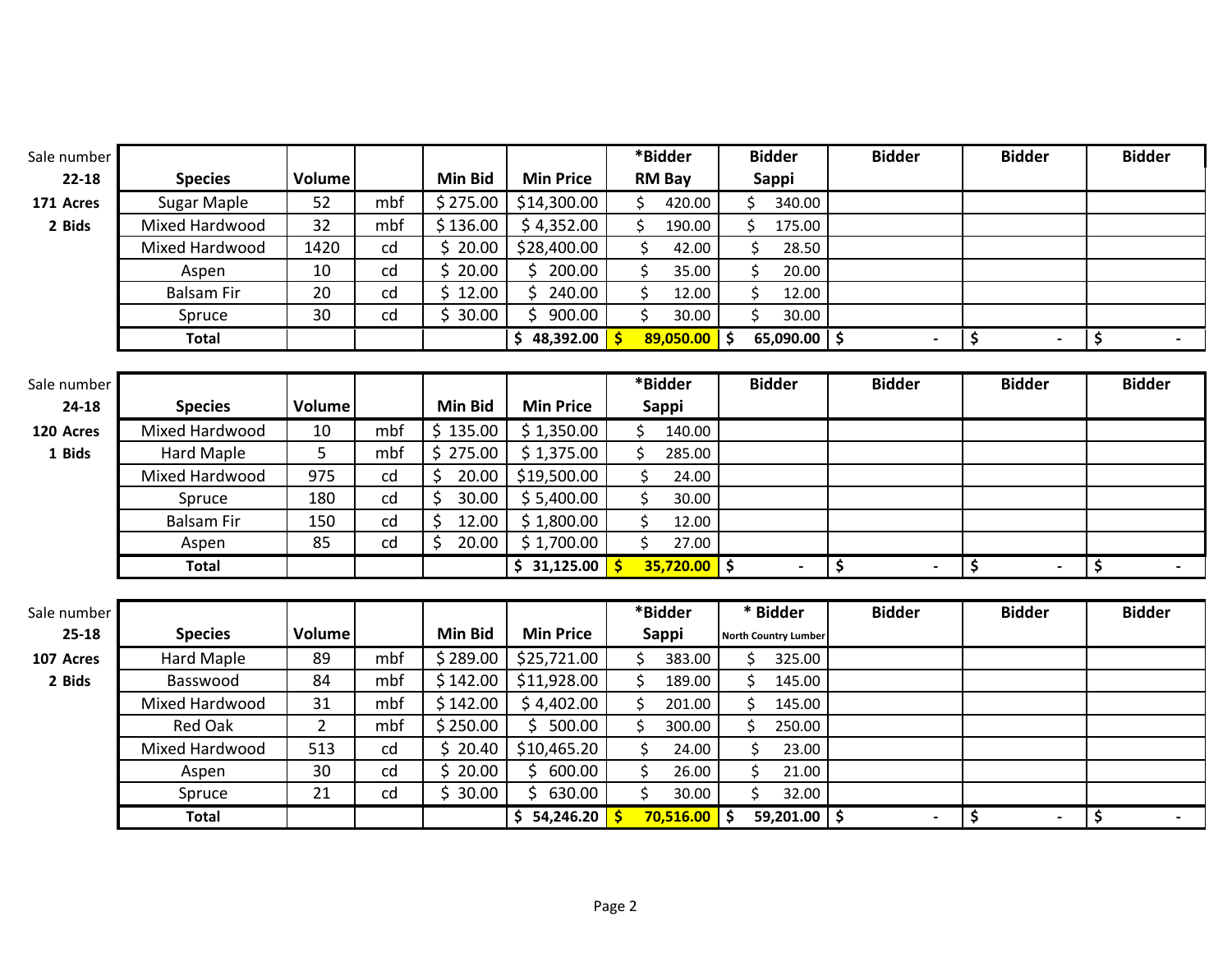| Sale number 22-18 | Species | Volume | | Min Bid | Min Price | *Bidder RM Bay | Bidder Sappi | Bidder | Bidder | Bidder |
|---|---|---|---|---|---|---|---|---|---|---|
| 171 Acres | Sugar Maple | 52 | mbf | $ 275.00 | $14,300.00 | $ 420.00 | $ 340.00 | | | |
| 2 Bids | Mixed Hardwood | 32 | mbf | $ 136.00 | $ 4,352.00 | $ 190.00 | $ 175.00 | | | |
| | Mixed Hardwood | 1420 | cd | $ 20.00 | $28,400.00 | $ 42.00 | $ 28.50 | | | |
| | Aspen | 10 | cd | $ 20.00 | $ 200.00 | $ 35.00 | $ 20.00 | | | |
| | Balsam Fir | 20 | cd | $ 12.00 | $ 240.00 | $ 12.00 | $ 12.00 | | | |
| | Spruce | 30 | cd | $ 30.00 | $ 900.00 | $ 30.00 | $ 30.00 | | | |
| | **Total** | | | | **$ 48,392.00** | **$ 89,050.00** | **$ 65,090.00** | **$ -** | **$ -** | **$ -** |

| Sale number 24-18 | Species | Volume | | Min Bid | Min Price | *Bidder Sappi | Bidder | Bidder | Bidder | Bidder |
|---|---|---|---|---|---|---|---|---|---|---|
| 120 Acres | Mixed Hardwood | 10 | mbf | $ 135.00 | $ 1,350.00 | $ 140.00 | | | | |
| 1 Bids | Hard Maple | 5 | mbf | $ 275.00 | $ 1,375.00 | $ 285.00 | | | | |
| | Mixed Hardwood | 975 | cd | $ 20.00 | $19,500.00 | $ 24.00 | | | | |
| | Spruce | 180 | cd | $ 30.00 | $ 5,400.00 | $ 30.00 | | | | |
| | Balsam Fir | 150 | cd | $ 12.00 | $ 1,800.00 | $ 12.00 | | | | |
| | Aspen | 85 | cd | $ 20.00 | $ 1,700.00 | $ 27.00 | | | | |
| | **Total** | | | | **$ 31,125.00** | **$ 35,720.00** | **$ -** | **$ -** | **$ -** | **$ -** |

| Sale number 25-18 | Species | Volume | | Min Bid | Min Price | *Bidder Sappi | * Bidder North Country Lumber | Bidder | Bidder | Bidder |
|---|---|---|---|---|---|---|---|---|---|---|
| 107 Acres | Hard Maple | 89 | mbf | $ 289.00 | $25,721.00 | $ 383.00 | $ 325.00 | | | |
| 2 Bids | Basswood | 84 | mbf | $ 142.00 | $11,928.00 | $ 189.00 | $ 145.00 | | | |
| | Mixed Hardwood | 31 | mbf | $ 142.00 | $ 4,402.00 | $ 201.00 | $ 145.00 | | | |
| | Red Oak | 2 | mbf | $ 250.00 | $ 500.00 | $ 300.00 | $ 250.00 | | | |
| | Mixed Hardwood | 513 | cd | $ 20.40 | $10,465.20 | $ 24.00 | $ 23.00 | | | |
| | Aspen | 30 | cd | $ 20.00 | $ 600.00 | $ 26.00 | $ 21.00 | | | |
| | Spruce | 21 | cd | $ 30.00 | $ 630.00 | $ 30.00 | $ 32.00 | | | |
| | **Total** | | | | **$ 54,246.20** | **$ 70,516.00** | **$ 59,201.00** | **$ -** | **$ -** | **$ -** |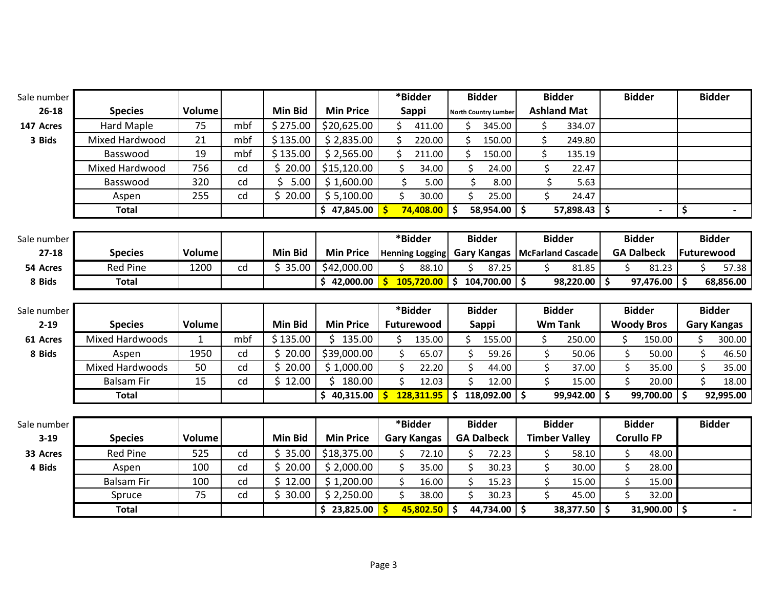| Sale number | Species | Volume | | Min Bid | Min Price | *Bidder Sappi | Bidder North Country Lumber | Bidder Ashland Mat | Bidder | Bidder |
|---|---|---|---|---|---|---|---|---|---|---|
| **26-18** | Hard Maple | 75 | mbf | $ 275.00 | $20,625.00 | $ 411.00 | $ 345.00 | $ 334.07 | | |
| **147 Acres** | Mixed Hardwood | 21 | mbf | $ 135.00 | $ 2,835.00 | $ 220.00 | $ 150.00 | $ 249.80 | | |
| **3 Bids** | Basswood | 19 | mbf | $ 135.00 | $ 2,565.00 | $ 211.00 | $ 150.00 | $ 135.19 | | |
| | Mixed Hardwood | 756 | cd | $ 20.00 | $15,120.00 | $ 34.00 | $ 24.00 | $ 22.47 | | |
| | Basswood | 320 | cd | $ 5.00 | $ 1,600.00 | $ 5.00 | $ 8.00 | $ 5.63 | | |
| | Aspen | 255 | cd | $ 20.00 | $ 5,100.00 | $ 30.00 | $ 25.00 | $ 24.47 | | |
| | **Total** | | | | **$ 47,845.00** | **$ 74,408.00** | **$ 58,954.00** | **$ 57,898.43** | **$ -** | **$ -** |

| Sale number | Species | Volume | | Min Bid | Min Price | *Bidder Henning Logging | Bidder Gary Kangas | Bidder McFarland Cascade | Bidder GA Dalbeck | Bidder Futurewood |
|---|---|---|---|---|---|---|---|---|---|---|
| **27-18** | Red Pine | 1200 | cd | $ 35.00 | $42,000.00 | $ 88.10 | $ 87.25 | $ 81.85 | $ 81.23 | $ 57.38 |
| **54 Acres** | **Total** | | | | **$ 42,000.00** | **$ 105,720.00** | **$ 104,700.00** | **$ 98,220.00** | **$ 97,476.00** | **$ 68,856.00** |
| **8 Bids** | | | | | | | | | | |

| Sale number | Species | Volume | | Min Bid | Min Price | *Bidder Futurewood | Bidder Sappi | Bidder Wm Tank | Bidder Woody Bros | Bidder Gary Kangas |
|---|---|---|---|---|---|---|---|---|---|---|
| **2-19** | Mixed Hardwoods | 1 | mbf | $ 135.00 | $ 135.00 | $ 135.00 | $ 155.00 | $ 250.00 | $ 150.00 | $ 300.00 |
| **61 Acres** | Aspen | 1950 | cd | $ 20.00 | $39,000.00 | $ 65.07 | $ 59.26 | $ 50.06 | $ 50.00 | $ 46.50 |
| **8 Bids** | Mixed Hardwoods | 50 | cd | $ 20.00 | $ 1,000.00 | $ 22.20 | $ 44.00 | $ 37.00 | $ 35.00 | $ 35.00 |
| | Balsam Fir | 15 | cd | $ 12.00 | $ 180.00 | $ 12.03 | $ 12.00 | $ 15.00 | $ 20.00 | $ 18.00 |
| | **Total** | | | | **$ 40,315.00** | **$ 128,311.95** | **$ 118,092.00** | **$ 99,942.00** | **$ 99,700.00** | **$ 92,995.00** |

| Sale number | Species | Volume | | Min Bid | Min Price | *Bidder Gary Kangas | Bidder GA Dalbeck | Bidder Timber Valley | Bidder Corullo FP | Bidder |
|---|---|---|---|---|---|---|---|---|---|---|
| **3-19** | Red Pine | 525 | cd | $ 35.00 | $18,375.00 | $ 72.10 | $ 72.23 | $ 58.10 | $ 48.00 | |
| **33 Acres** | Aspen | 100 | cd | $ 20.00 | $ 2,000.00 | $ 35.00 | $ 30.23 | $ 30.00 | $ 28.00 | |
| **4 Bids** | Balsam Fir | 100 | cd | $ 12.00 | $ 1,200.00 | $ 16.00 | $ 15.23 | $ 15.00 | $ 15.00 | |
| | Spruce | 75 | cd | $ 30.00 | $ 2,250.00 | $ 38.00 | $ 30.23 | $ 45.00 | $ 32.00 | |
| | **Total** | | | | **$ 23,825.00** | **$ 45,802.50** | **$ 44,734.00** | **$ 38,377.50** | **$ 31,900.00** | **$ -** |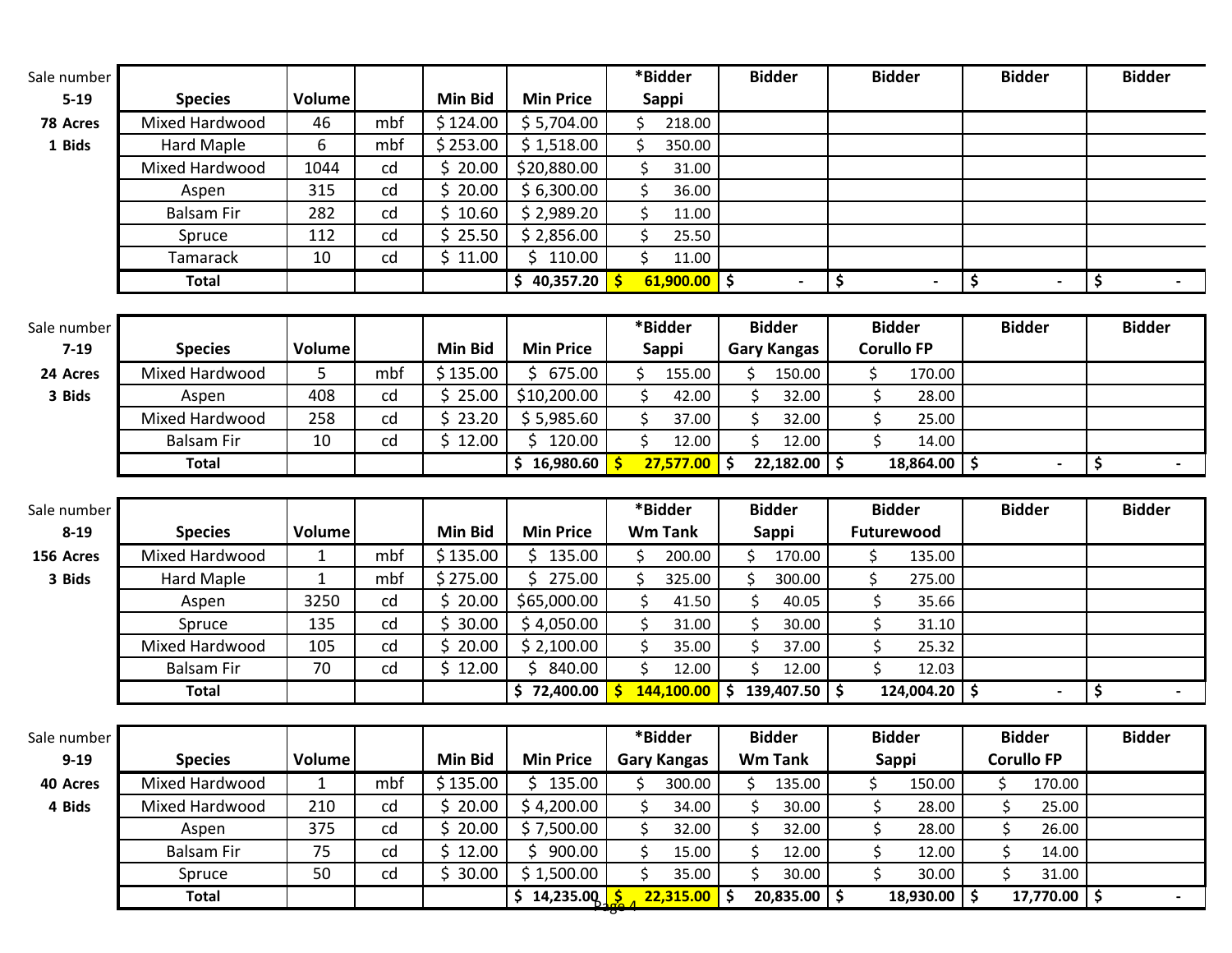| Sale number 5-19 | Species | Volume | | Min Bid | Min Price | *Bidder Sappi | Bidder | Bidder | Bidder | Bidder |
|---|---|---|---|---|---|---|---|---|---|---|
| 78 Acres | Mixed Hardwood | 46 | mbf | $ 124.00 | $ 5,704.00 | $ 218.00 | | | | |
| 1 Bids | Hard Maple | 6 | mbf | $ 253.00 | $ 1,518.00 | $ 350.00 | | | | |
| | Mixed Hardwood | 1044 | cd | $ 20.00 | $20,880.00 | $ 31.00 | | | | |
| | Aspen | 315 | cd | $ 20.00 | $ 6,300.00 | $ 36.00 | | | | |
| | Balsam Fir | 282 | cd | $ 10.60 | $ 2,989.20 | $ 11.00 | | | | |
| | Spruce | 112 | cd | $ 25.50 | $ 2,856.00 | $ 25.50 | | | | |
| | Tamarack | 10 | cd | $ 11.00 | $ 110.00 | $ 11.00 | | | | |
| | **Total** | | | | **$ 40,357.20** | **$ 61,900.00** | **$ -** | **$ -** | **$ -** | **$ -** |

| Sale number 7-19 | Species | Volume | | Min Bid | Min Price | *Bidder Sappi | Bidder Gary Kangas | Bidder Corullo FP | Bidder | Bidder |
|---|---|---|---|---|---|---|---|---|---|---|
| 24 Acres | Mixed Hardwood | 5 | mbf | $ 135.00 | $ 675.00 | $ 155.00 | $ 150.00 | $ 170.00 | | |
| 3 Bids | Aspen | 408 | cd | $ 25.00 | $10,200.00 | $ 42.00 | $ 32.00 | $ 28.00 | | |
| | Mixed Hardwood | 258 | cd | $ 23.20 | $ 5,985.60 | $ 37.00 | $ 32.00 | $ 25.00 | | |
| | Balsam Fir | 10 | cd | $ 12.00 | $ 120.00 | $ 12.00 | $ 12.00 | $ 14.00 | | |
| | **Total** | | | | **$ 16,980.60** | **$ 27,577.00** | **$ 22,182.00** | **$ 18,864.00** | **$ -** | **$ -** |

| Sale number 8-19 | Species | Volume | | Min Bid | Min Price | *Bidder Wm Tank | Bidder Sappi | Bidder Futurewood | Bidder | Bidder |
|---|---|---|---|---|---|---|---|---|---|---|
| 156 Acres | Mixed Hardwood | 1 | mbf | $ 135.00 | $ 135.00 | $ 200.00 | $ 170.00 | $ 135.00 | | |
| 3 Bids | Hard Maple | 1 | mbf | $ 275.00 | $ 275.00 | $ 325.00 | $ 300.00 | $ 275.00 | | |
| | Aspen | 3250 | cd | $ 20.00 | $65,000.00 | $ 41.50 | $ 40.05 | $ 35.66 | | |
| | Spruce | 135 | cd | $ 30.00 | $ 4,050.00 | $ 31.00 | $ 30.00 | $ 31.10 | | |
| | Mixed Hardwood | 105 | cd | $ 20.00 | $ 2,100.00 | $ 35.00 | $ 37.00 | $ 25.32 | | |
| | Balsam Fir | 70 | cd | $ 12.00 | $ 840.00 | $ 12.00 | $ 12.00 | $ 12.03 | | |
| | **Total** | | | | **$ 72,400.00** | **$ 144,100.00** | **$ 139,407.50** | **$ 124,004.20** | **$ -** | **$ -** |

| Sale number 9-19 | Species | Volume | | Min Bid | Min Price | *Bidder Gary Kangas | Bidder Wm Tank | Bidder Sappi | Bidder Corullo FP | Bidder |
|---|---|---|---|---|---|---|---|---|---|---|
| 40 Acres | Mixed Hardwood | 1 | mbf | $ 135.00 | $ 135.00 | $ 300.00 | $ 135.00 | $ 150.00 | $ 170.00 | |
| 4 Bids | Mixed Hardwood | 210 | cd | $ 20.00 | $ 4,200.00 | $ 34.00 | $ 30.00 | $ 28.00 | $ 25.00 | |
| | Aspen | 375 | cd | $ 20.00 | $ 7,500.00 | $ 32.00 | $ 32.00 | $ 28.00 | $ 26.00 | |
| | Balsam Fir | 75 | cd | $ 12.00 | $ 900.00 | $ 15.00 | $ 12.00 | $ 12.00 | $ 14.00 | |
| | Spruce | 50 | cd | $ 30.00 | $ 1,500.00 | $ 35.00 | $ 30.00 | $ 30.00 | $ 31.00 | |
| | **Total** | | | | **$ 14,235.00** | **$ 22,315.00** | **$ 20,835.00** | **$ 18,930.00** | **$ 17,770.00** | **$ -** |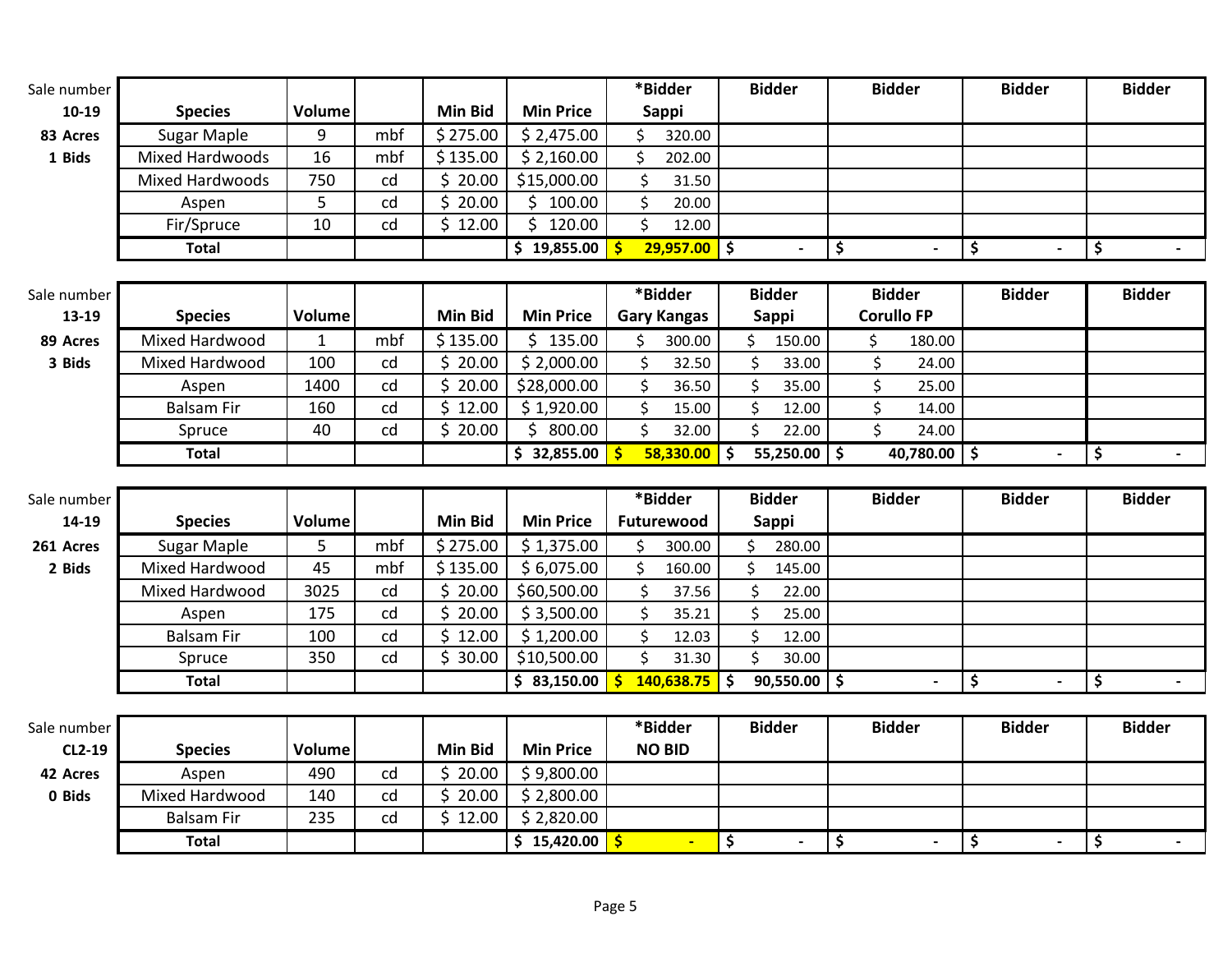| Sale number 10-19 | Species | Volume | | Min Bid | Min Price | *Bidder Sappi | Bidder | Bidder | Bidder | Bidder |
|---|---|---|---|---|---|---|---|---|---|---|
| 83 Acres | Sugar Maple | 9 | mbf | $ 275.00 | $ 2,475.00 | $ 320.00 | | | | |
| 1 Bids | Mixed Hardwoods | 16 | mbf | $ 135.00 | $ 2,160.00 | $ 202.00 | | | | |
| | Mixed Hardwoods | 750 | cd | $ 20.00 | $15,000.00 | $ 31.50 | | | | |
| | Aspen | 5 | cd | $ 20.00 | $ 100.00 | $ 20.00 | | | | |
| | Fir/Spruce | 10 | cd | $ 12.00 | $ 120.00 | $ 12.00 | | | | |
| | **Total** | | | | **$ 19,855.00** | **$ 29,957.00** | **$ -** | **$ -** | **$ -** | **$ -** |

| Sale number 13-19 | Species | Volume | | Min Bid | Min Price | *Bidder Gary Kangas | Bidder Sappi | Bidder Corullo FP | Bidder | Bidder |
|---|---|---|---|---|---|---|---|---|---|---|
| 89 Acres | Mixed Hardwood | 1 | mbf | $ 135.00 | $ 135.00 | $ 300.00 | $ 150.00 | $ 180.00 | | |
| 3 Bids | Mixed Hardwood | 100 | cd | $ 20.00 | $ 2,000.00 | $ 32.50 | $ 33.00 | $ 24.00 | | |
| | Aspen | 1400 | cd | $ 20.00 | $28,000.00 | $ 36.50 | $ 35.00 | $ 25.00 | | |
| | Balsam Fir | 160 | cd | $ 12.00 | $ 1,920.00 | $ 15.00 | $ 12.00 | $ 14.00 | | |
| | Spruce | 40 | cd | $ 20.00 | $ 800.00 | $ 32.00 | $ 22.00 | $ 24.00 | | |
| | **Total** | | | | **$ 32,855.00** | **$ 58,330.00** | **$ 55,250.00** | **$ 40,780.00** | **$ -** | **$ -** |

| Sale number 14-19 | Species | Volume | | Min Bid | Min Price | *Bidder Futurewood | Bidder Sappi | Bidder | Bidder | Bidder |
|---|---|---|---|---|---|---|---|---|---|---|
| 261 Acres | Sugar Maple | 5 | mbf | $ 275.00 | $ 1,375.00 | $ 300.00 | $ 280.00 | | | |
| 2 Bids | Mixed Hardwood | 45 | mbf | $ 135.00 | $ 6,075.00 | $ 160.00 | $ 145.00 | | | |
| | Mixed Hardwood | 3025 | cd | $ 20.00 | $60,500.00 | $ 37.56 | $ 22.00 | | | |
| | Aspen | 175 | cd | $ 20.00 | $ 3,500.00 | $ 35.21 | $ 25.00 | | | |
| | Balsam Fir | 100 | cd | $ 12.00 | $ 1,200.00 | $ 12.03 | $ 12.00 | | | |
| | Spruce | 350 | cd | $ 30.00 | $10,500.00 | $ 31.30 | $ 30.00 | | | |
| | **Total** | | | | **$ 83,150.00** | **$ 140,638.75** | **$ 90,550.00** | **$ -** | **$ -** | **$ -** |

| Sale number CL2-19 | Species | Volume | | Min Bid | Min Price | *Bidder NO BID | Bidder | Bidder | Bidder | Bidder |
|---|---|---|---|---|---|---|---|---|---|---|
| 42 Acres | Aspen | 490 | cd | $ 20.00 | $ 9,800.00 | | | | | |
| 0 Bids | Mixed Hardwood | 140 | cd | $ 20.00 | $ 2,800.00 | | | | | |
| | Balsam Fir | 235 | cd | $ 12.00 | $ 2,820.00 | | | | | |
| | **Total** | | | | **$ 15,420.00** | **$ -** | **$ -** | **$ -** | **$ -** | **$ -** |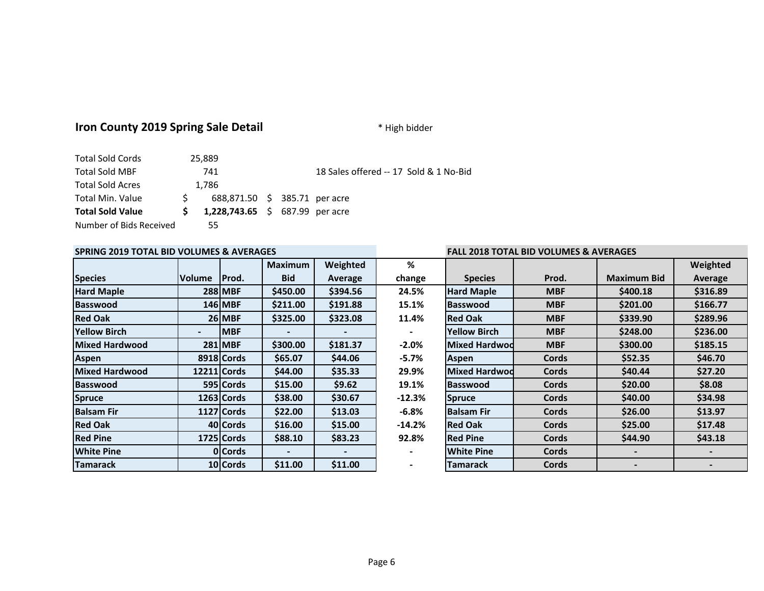## Iron County 2019 Spring Sale Detail

* High bidder

| | | | |
|---|---|---|---|
| Total Sold Cords | 25,889 | | |
| Total Sold MBF | 741 | | |
| Total Sold Acres | 1,786 | | |
| Total Min. Value | $ 688,871.50 | $ 385.71 | per acre |
| **Total Sold Value** | **$ 1,228,743.65** | $ 687.99 | per acre |
| Number of Bids Received | 55 | | |

18 Sales offered -- 17 Sold & 1 No-Bid

| SPRING 2019 TOTAL BID VOLUMES & AVERAGES | | | | | | FALL 2018 TOTAL BID VOLUMES & AVERAGES | | | |
|---|---|---|---|---|---|---|---|---|---|
| **Species** | **Volume** | **Prod.** | **Maximum Bid** | **Weighted Average** | **% change** | **Species** | **Prod.** | **Maximum Bid** | **Weighted Average** |
| **Hard Maple** | **288** | **MBF** | **$450.00** | **$394.56** | **24.5%** | **Hard Maple** | **MBF** | **$400.18** | **$316.89** |
| **Basswood** | **146** | **MBF** | **$211.00** | **$191.88** | **15.1%** | **Basswood** | **MBF** | **$201.00** | **$166.77** |
| **Red Oak** | **26** | **MBF** | **$325.00** | **$323.08** | **11.4%** | **Red Oak** | **MBF** | **$339.90** | **$289.96** |
| **Yellow Birch** | **-** | **MBF** | **-** | **-** | **-** | **Yellow Birch** | **MBF** | **$248.00** | **$236.00** |
| **Mixed Hardwood** | **281** | **MBF** | **$300.00** | **$181.37** | **-2.0%** | **Mixed Hardwood** | **MBF** | **$300.00** | **$185.15** |
| **Aspen** | **8918** | **Cords** | **$65.07** | **$44.06** | **-5.7%** | **Aspen** | **Cords** | **$52.35** | **$46.70** |
| **Mixed Hardwood** | **12211** | **Cords** | **$44.00** | **$35.33** | **29.9%** | **Mixed Hardwood** | **Cords** | **$40.44** | **$27.20** |
| **Basswood** | **595** | **Cords** | **$15.00** | **$9.62** | **19.1%** | **Basswood** | **Cords** | **$20.00** | **$8.08** |
| **Spruce** | **1263** | **Cords** | **$38.00** | **$30.67** | **-12.3%** | **Spruce** | **Cords** | **$40.00** | **$34.98** |
| **Balsam Fir** | **1127** | **Cords** | **$22.00** | **$13.03** | **-6.8%** | **Balsam Fir** | **Cords** | **$26.00** | **$13.97** |
| **Red Oak** | **40** | **Cords** | **$16.00** | **$15.00** | **-14.2%** | **Red Oak** | **Cords** | **$25.00** | **$17.48** |
| **Red Pine** | **1725** | **Cords** | **$88.10** | **$83.23** | **92.8%** | **Red Pine** | **Cords** | **$44.90** | **$43.18** |
| **White Pine** | **0** | **Cords** | **-** | **-** | **-** | **White Pine** | **Cords** | **-** | **-** |
| **Tamarack** | **10** | **Cords** | **$11.00** | **$11.00** | **-** | **Tamarack** | **Cords** | **-** | **-** |